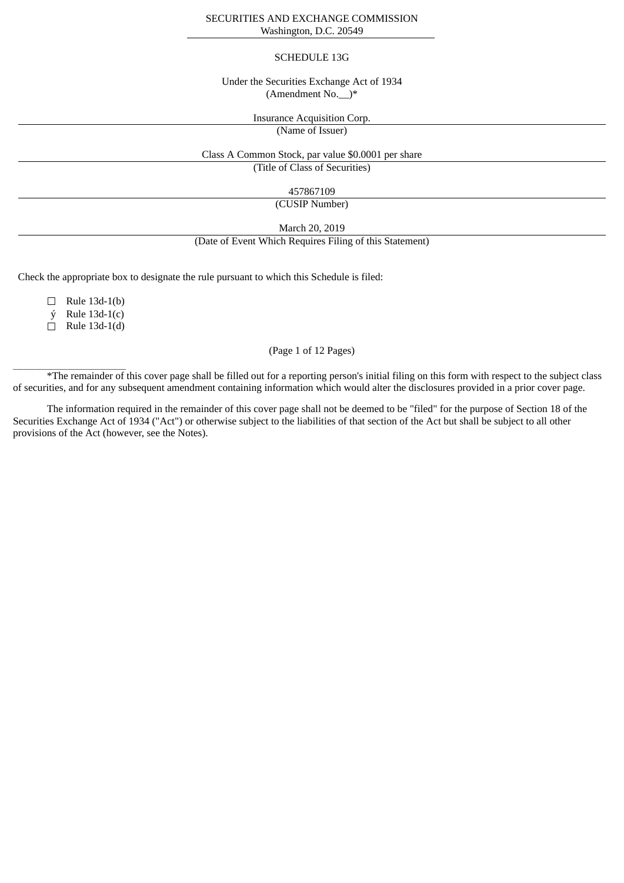SECURITIES AND EXCHANGE COMMISSION
Washington, D.C. 20549

SCHEDULE 13G

Under the Securities Exchange Act of 1934
(Amendment No.__)*

Insurance Acquisition Corp.
(Name of Issuer)

Class A Common Stock, par value $0.0001 per share
(Title of Class of Securities)

457867109
(CUSIP Number)

March 20, 2019
(Date of Event Which Requires Filing of this Statement)

Check the appropriate box to designate the rule pursuant to which this Schedule is filed:

☐ Rule 13d-1(b)
ý Rule 13d-1(c)
☐ Rule 13d-1(d)

(Page 1 of 12 Pages)

______________________

*The remainder of this cover page shall be filled out for a reporting person's initial filing on this form with respect to the subject class of securities, and for any subsequent amendment containing information which would alter the disclosures provided in a prior cover page.

The information required in the remainder of this cover page shall not be deemed to be "filed" for the purpose of Section 18 of the Securities Exchange Act of 1934 ("Act") or otherwise subject to the liabilities of that section of the Act but shall be subject to all other provisions of the Act (however, see the Notes).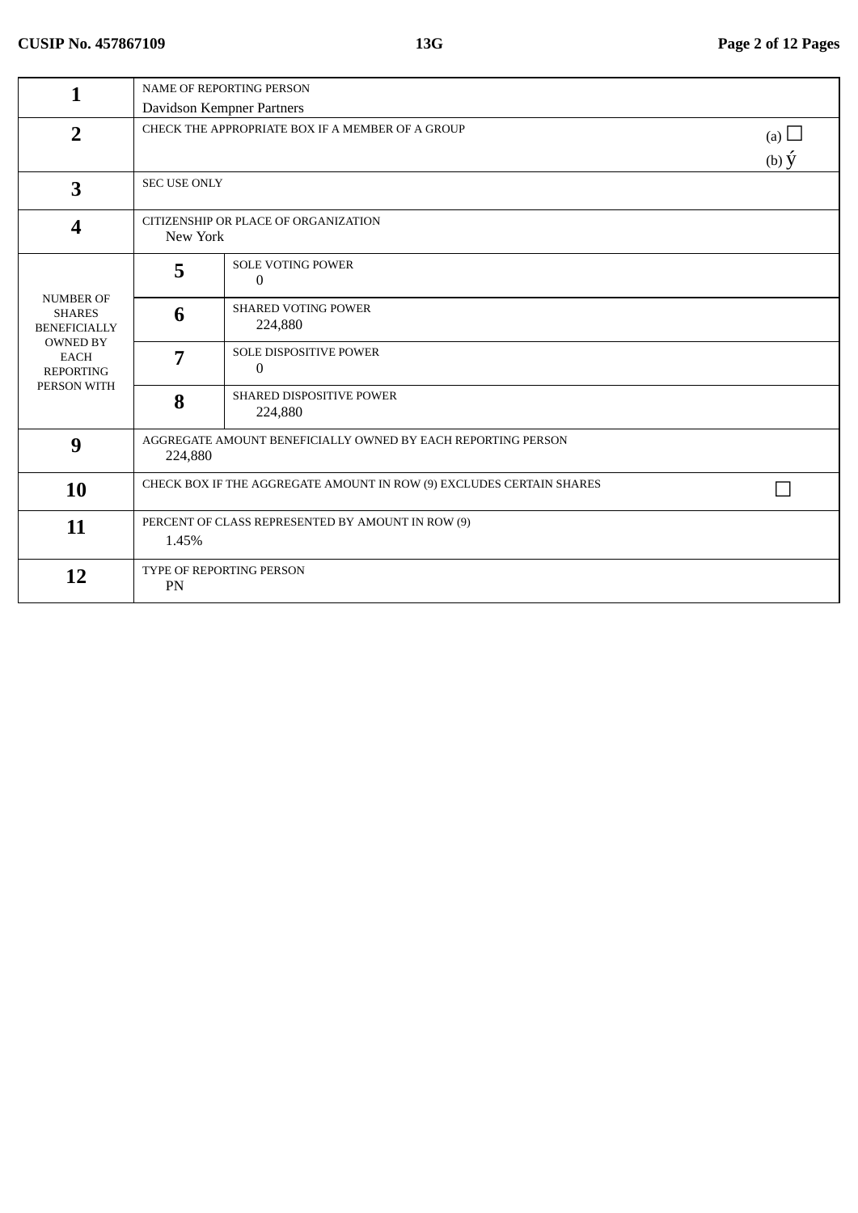| | | |
|---|---|---|
| 1 | NAME OF REPORTING PERSON<br>Davidson Kempner Partners | |
| 2 | CHECK THE APPROPRIATE BOX IF A MEMBER OF A GROUP | (a) ☐<br>(b) ý |
| 3 | SEC USE ONLY | |
| 4 | CITIZENSHIP OR PLACE OF ORGANIZATION<br>New York | |
| NUMBER OF SHARES BENEFICIALLY OWNED BY EACH REPORTING PERSON WITH | 5 | SOLE VOTING POWER<br>0 |
| | 6 | SHARED VOTING POWER<br>224,880 |
| | 7 | SOLE DISPOSITIVE POWER<br>0 |
| | 8 | SHARED DISPOSITIVE POWER<br>224,880 |
| 9 | AGGREGATE AMOUNT BENEFICIALLY OWNED BY EACH REPORTING PERSON<br>224,880 | |
| 10 | CHECK BOX IF THE AGGREGATE AMOUNT IN ROW (9) EXCLUDES CERTAIN SHARES | ☐ |
| 11 | PERCENT OF CLASS REPRESENTED BY AMOUNT IN ROW (9)<br>1.45% | |
| 12 | TYPE OF REPORTING PERSON<br>PN | |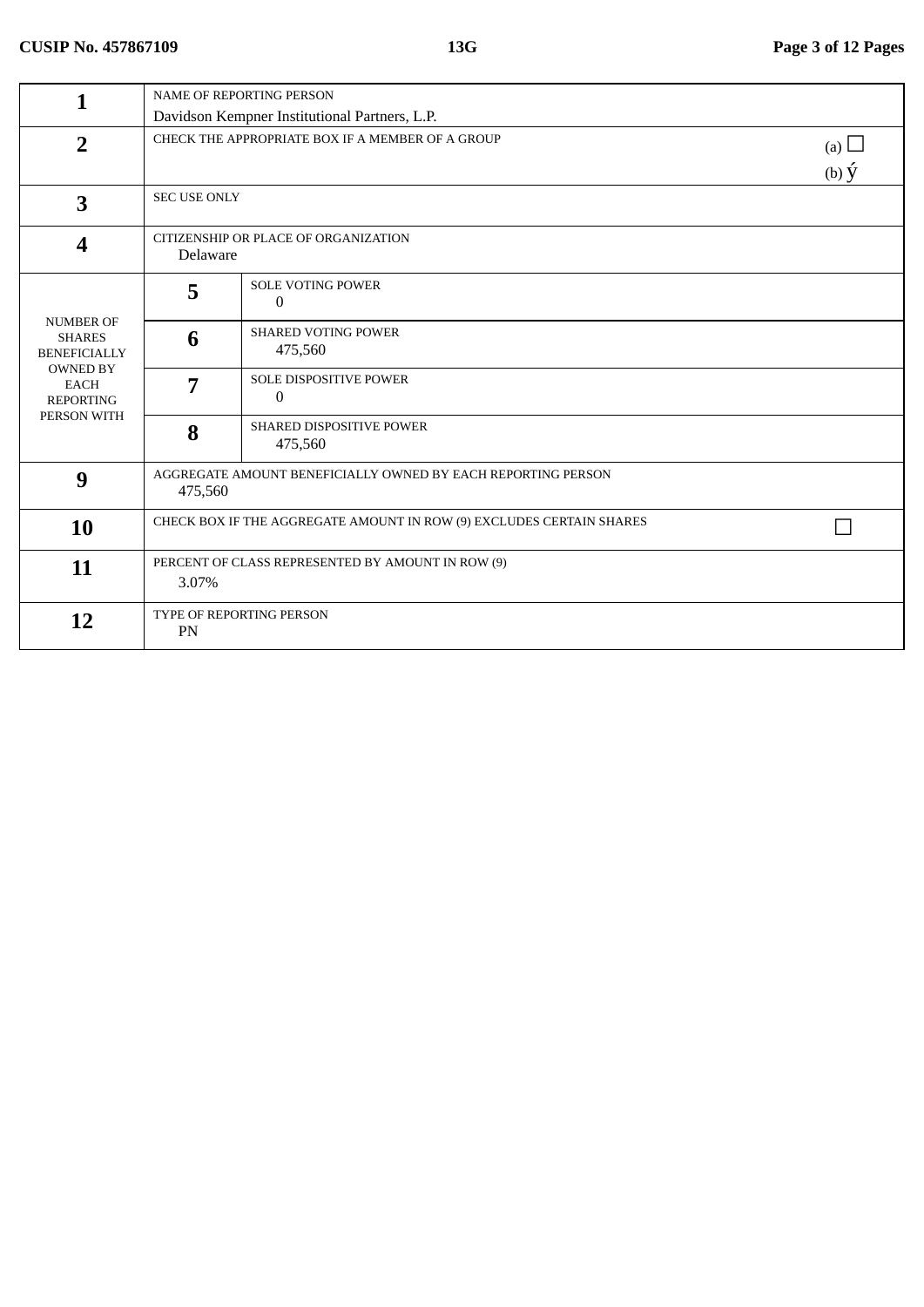CUSIP No. 457867109 | 13G

| | | | |
|---|---|---|---|
| 1 | NAME OF REPORTING PERSON<br>Davidson Kempner Institutional Partners, L.P. | | |
| 2 | CHECK THE APPROPRIATE BOX IF A MEMBER OF A GROUP | | (a) ☐<br>(b) ý |
| 3 | SEC USE ONLY | | |
| 4 | CITIZENSHIP OR PLACE OF ORGANIZATION<br>Delaware | | |
| NUMBER OF SHARES BENEFICIALLY OWNED BY EACH REPORTING PERSON WITH | 5 | SOLE VOTING POWER<br>0 | |
| | 6 | SHARED VOTING POWER<br>475,560 | |
| | 7 | SOLE DISPOSITIVE POWER<br>0 | |
| | 8 | SHARED DISPOSITIVE POWER<br>475,560 | |
| 9 | AGGREGATE AMOUNT BENEFICIALLY OWNED BY EACH REPORTING PERSON<br>475,560 | | |
| 10 | CHECK BOX IF THE AGGREGATE AMOUNT IN ROW (9) EXCLUDES CERTAIN SHARES | | ☐ |
| 11 | PERCENT OF CLASS REPRESENTED BY AMOUNT IN ROW (9)<br>3.07% | | |
| 12 | TYPE OF REPORTING PERSON<br>PN | | |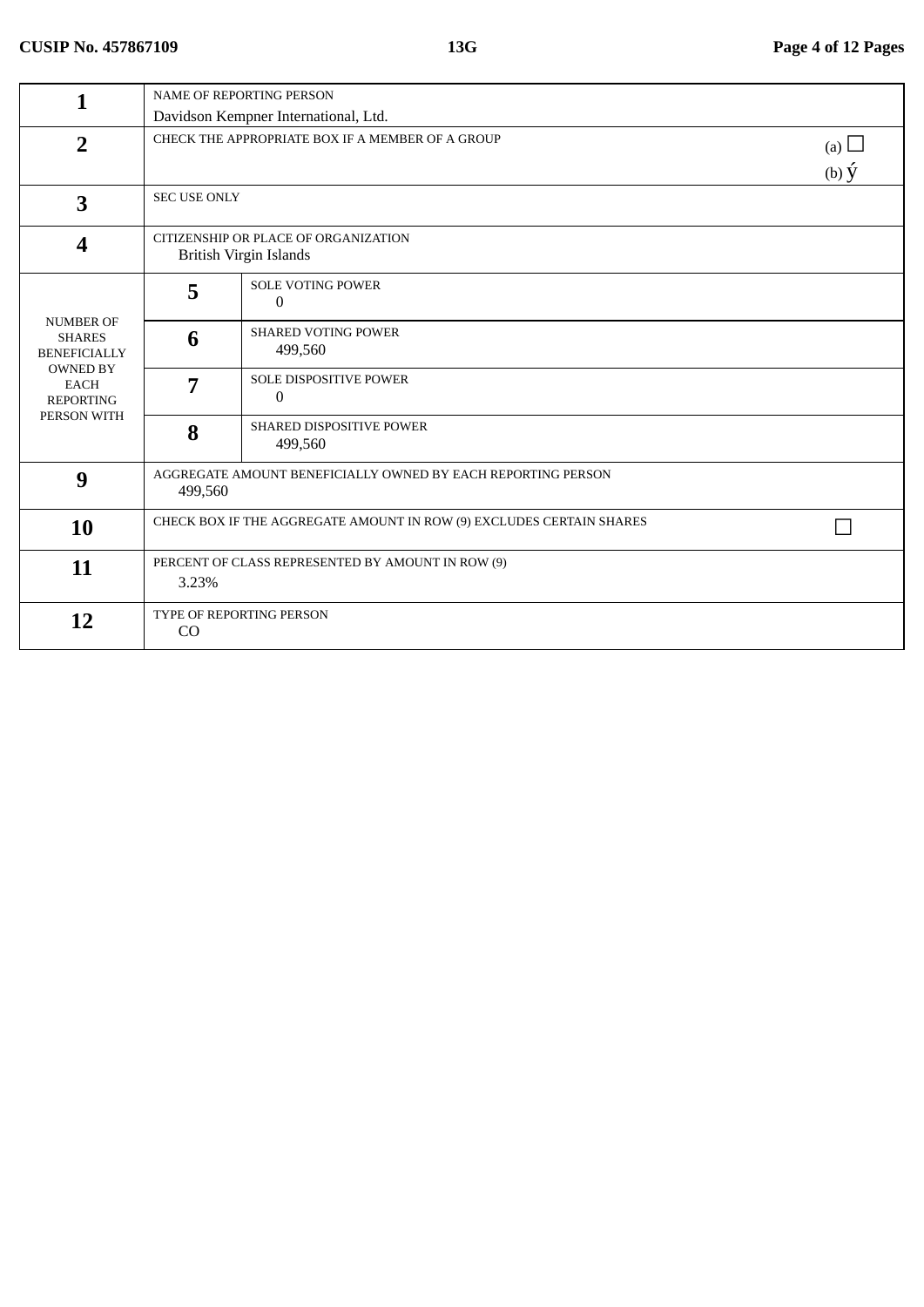CUSIP No. 457867109 13G

| | | |
|---|---|---|
| 1 | NAME OF REPORTING PERSON<br>Davidson Kempner International, Ltd. | |
| 2 | CHECK THE APPROPRIATE BOX IF A MEMBER OF A GROUP | (a) ☐<br>(b) ý |
| 3 | SEC USE ONLY | |
| 4 | CITIZENSHIP OR PLACE OF ORGANIZATION<br>British Virgin Islands | |
| NUMBER OF SHARES BENEFICIALLY OWNED BY EACH REPORTING PERSON WITH | 5 | SOLE VOTING POWER<br>0 |
| | 6 | SHARED VOTING POWER<br>499,560 |
| | 7 | SOLE DISPOSITIVE POWER<br>0 |
| | 8 | SHARED DISPOSITIVE POWER<br>499,560 |
| 9 | AGGREGATE AMOUNT BENEFICIALLY OWNED BY EACH REPORTING PERSON<br>499,560 | |
| 10 | CHECK BOX IF THE AGGREGATE AMOUNT IN ROW (9) EXCLUDES CERTAIN SHARES | ☐ |
| 11 | PERCENT OF CLASS REPRESENTED BY AMOUNT IN ROW (9)<br>3.23% | |
| 12 | TYPE OF REPORTING PERSON<br>CO | |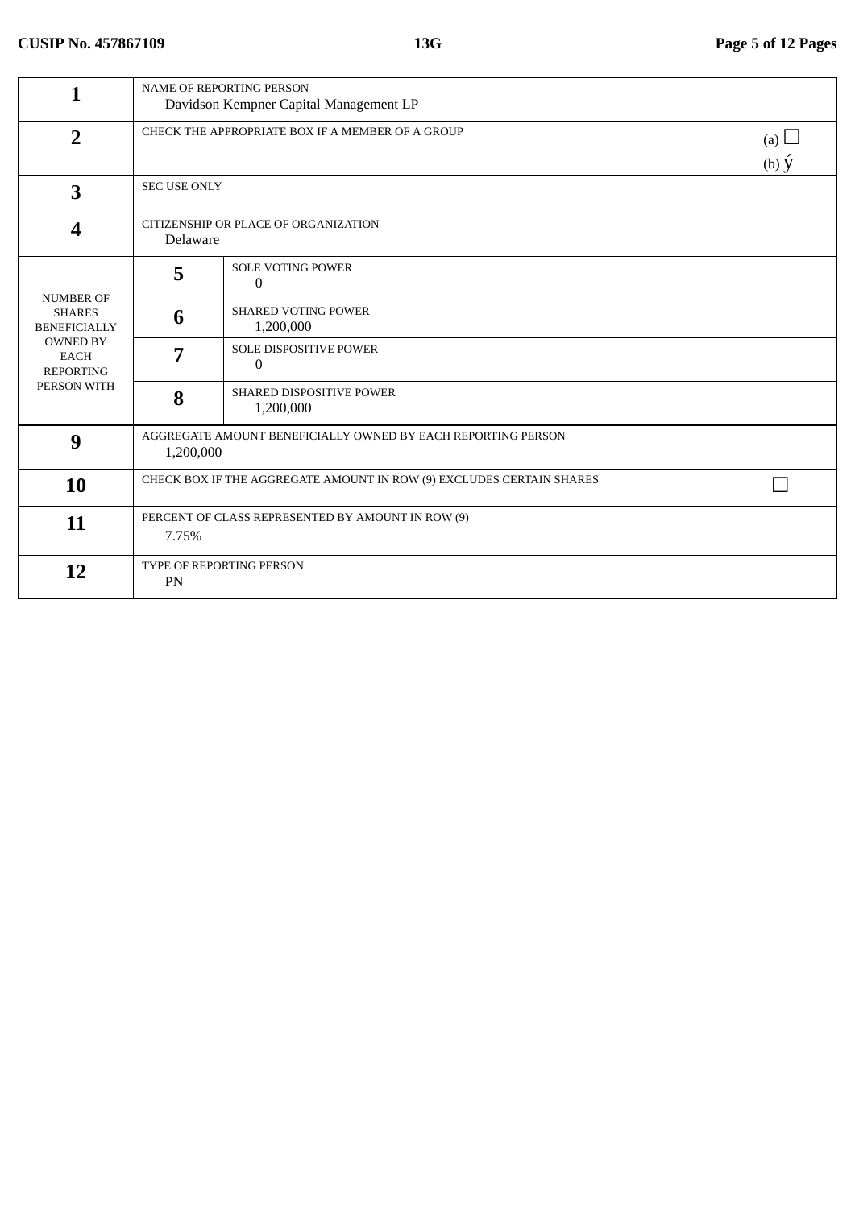CUSIP No. 457867109 | 13G

| | | | |
|---|---|---|---|
| **1** | NAME OF REPORTING PERSON<br>Davidson Kempner Capital Management LP | | |
| **2** | CHECK THE APPROPRIATE BOX IF A MEMBER OF A GROUP | | (a) ☐<br>(b) ý |
| **3** | SEC USE ONLY | | |
| **4** | CITIZENSHIP OR PLACE OF ORGANIZATION<br>Delaware | | |
| NUMBER OF SHARES BENEFICIALLY OWNED BY EACH REPORTING PERSON WITH | **5** | SOLE VOTING POWER<br>0 | |
| | **6** | SHARED VOTING POWER<br>1,200,000 | |
| | **7** | SOLE DISPOSITIVE POWER<br>0 | |
| | **8** | SHARED DISPOSITIVE POWER<br>1,200,000 | |
| **9** | AGGREGATE AMOUNT BENEFICIALLY OWNED BY EACH REPORTING PERSON<br>1,200,000 | | |
| **10** | CHECK BOX IF THE AGGREGATE AMOUNT IN ROW (9) EXCLUDES CERTAIN SHARES | | ☐ |
| **11** | PERCENT OF CLASS REPRESENTED BY AMOUNT IN ROW (9)<br>7.75% | | |
| **12** | TYPE OF REPORTING PERSON<br>PN | | |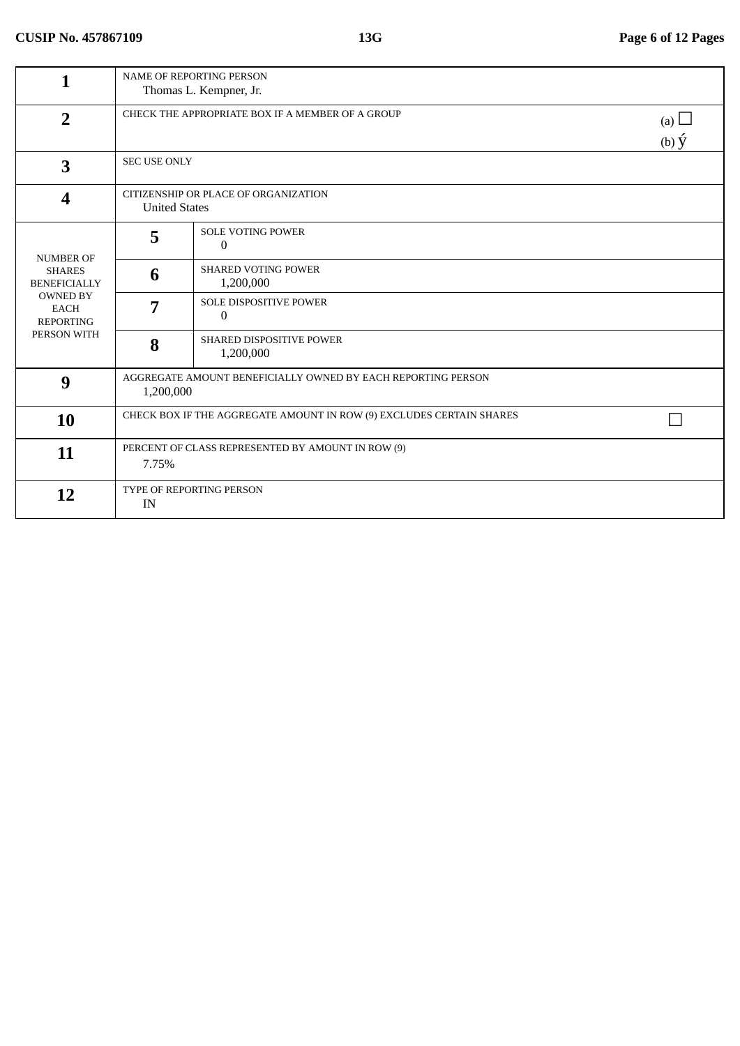CUSIP No. 457867109 | 13G

| 1 | NAME OF REPORTING PERSON<br>Thomas L. Kempner, Jr. | |
|---|---|---|
| 2 | CHECK THE APPROPRIATE BOX IF A MEMBER OF A GROUP | (a) ☐<br>(b) ý |
| 3 | SEC USE ONLY | |
| 4 | CITIZENSHIP OR PLACE OF ORGANIZATION<br>United States | |

| NUMBER OF SHARES BENEFICIALLY OWNED BY EACH REPORTING PERSON WITH | | |
|---|---|---|
| | 5 | SOLE VOTING POWER<br>0 |
| | 6 | SHARED VOTING POWER<br>1,200,000 |
| | 7 | SOLE DISPOSITIVE POWER<br>0 |
| | 8 | SHARED DISPOSITIVE POWER<br>1,200,000 |

| 9 | AGGREGATE AMOUNT BENEFICIALLY OWNED BY EACH REPORTING PERSON<br>1,200,000 | |
|---|---|---|
| 10 | CHECK BOX IF THE AGGREGATE AMOUNT IN ROW (9) EXCLUDES CERTAIN SHARES | ☐ |
| 11 | PERCENT OF CLASS REPRESENTED BY AMOUNT IN ROW (9)<br>7.75% | |
| 12 | TYPE OF REPORTING PERSON<br>IN | |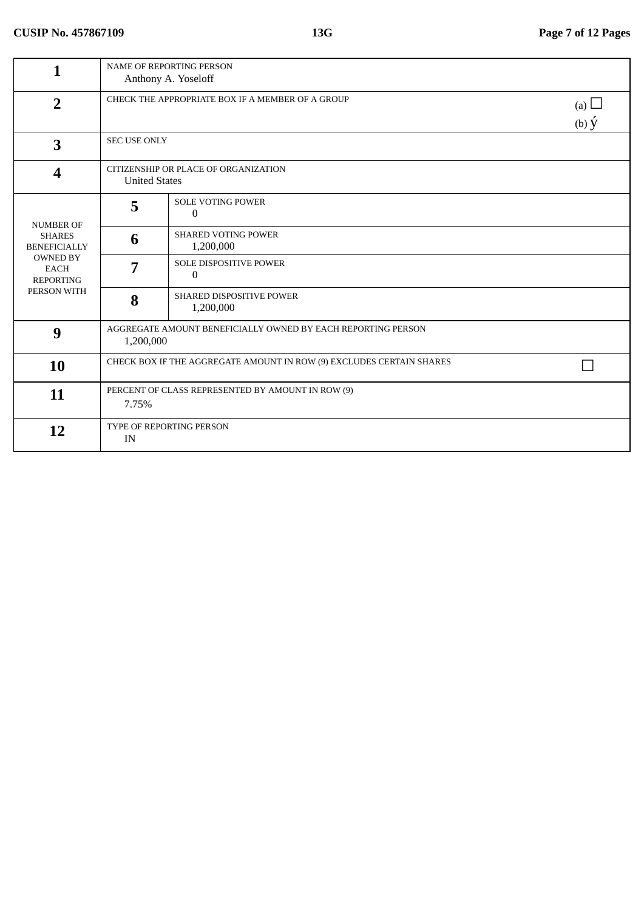| | | | |
|---|---|---|---|
| 1 | NAME OF REPORTING PERSON<br>Anthony A. Yoseloff | | |
| 2 | CHECK THE APPROPRIATE BOX IF A MEMBER OF A GROUP | | (a) ☐<br>(b) ý |
| 3 | SEC USE ONLY | | |
| 4 | CITIZENSHIP OR PLACE OF ORGANIZATION<br>United States | | |
| NUMBER OF SHARES BENEFICIALLY OWNED BY EACH REPORTING PERSON WITH | 5 | SOLE VOTING POWER<br>0 | |
| | 6 | SHARED VOTING POWER<br>1,200,000 | |
| | 7 | SOLE DISPOSITIVE POWER<br>0 | |
| | 8 | SHARED DISPOSITIVE POWER<br>1,200,000 | |
| 9 | AGGREGATE AMOUNT BENEFICIALLY OWNED BY EACH REPORTING PERSON<br>1,200,000 | | |
| 10 | CHECK BOX IF THE AGGREGATE AMOUNT IN ROW (9) EXCLUDES CERTAIN SHARES | | ☐ |
| 11 | PERCENT OF CLASS REPRESENTED BY AMOUNT IN ROW (9)<br>7.75% | | |
| 12 | TYPE OF REPORTING PERSON<br>IN | | |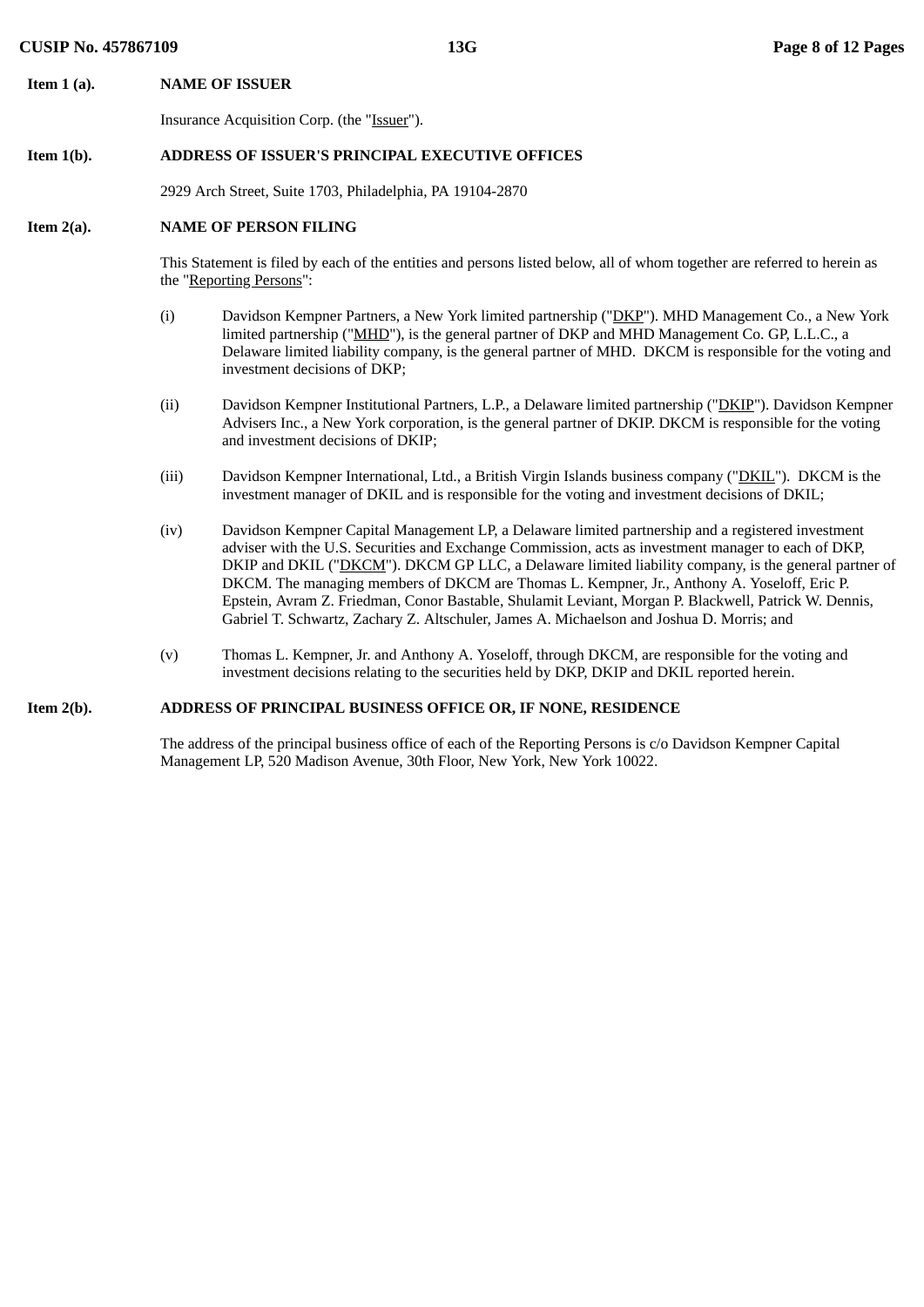**Item 1 (a).** **NAME OF ISSUER**

Insurance Acquisition Corp. (the "Issuer").

**Item 1(b).** **ADDRESS OF ISSUER'S PRINCIPAL EXECUTIVE OFFICES**

2929 Arch Street, Suite 1703, Philadelphia, PA 19104-2870

**Item 2(a).** **NAME OF PERSON FILING**

This Statement is filed by each of the entities and persons listed below, all of whom together are referred to herein as the "Reporting Persons":

(i) Davidson Kempner Partners, a New York limited partnership ("DKP"). MHD Management Co., a New York limited partnership ("MHD"), is the general partner of DKP and MHD Management Co. GP, L.L.C., a Delaware limited liability company, is the general partner of MHD. DKCM is responsible for the voting and investment decisions of DKP;

(ii) Davidson Kempner Institutional Partners, L.P., a Delaware limited partnership ("DKIP"). Davidson Kempner Advisers Inc., a New York corporation, is the general partner of DKIP. DKCM is responsible for the voting and investment decisions of DKIP;

(iii) Davidson Kempner International, Ltd., a British Virgin Islands business company ("DKIL"). DKCM is the investment manager of DKIL and is responsible for the voting and investment decisions of DKIL;

(iv) Davidson Kempner Capital Management LP, a Delaware limited partnership and a registered investment adviser with the U.S. Securities and Exchange Commission, acts as investment manager to each of DKP, DKIP and DKIL ("DKCM"). DKCM GP LLC, a Delaware limited liability company, is the general partner of DKCM. The managing members of DKCM are Thomas L. Kempner, Jr., Anthony A. Yoseloff, Eric P. Epstein, Avram Z. Friedman, Conor Bastable, Shulamit Leviant, Morgan P. Blackwell, Patrick W. Dennis, Gabriel T. Schwartz, Zachary Z. Altschuler, James A. Michaelson and Joshua D. Morris; and

(v) Thomas L. Kempner, Jr. and Anthony A. Yoseloff, through DKCM, are responsible for the voting and investment decisions relating to the securities held by DKP, DKIP and DKIL reported herein.

**Item 2(b).** **ADDRESS OF PRINCIPAL BUSINESS OFFICE OR, IF NONE, RESIDENCE**

The address of the principal business office of each of the Reporting Persons is c/o Davidson Kempner Capital Management LP, 520 Madison Avenue, 30th Floor, New York, New York 10022.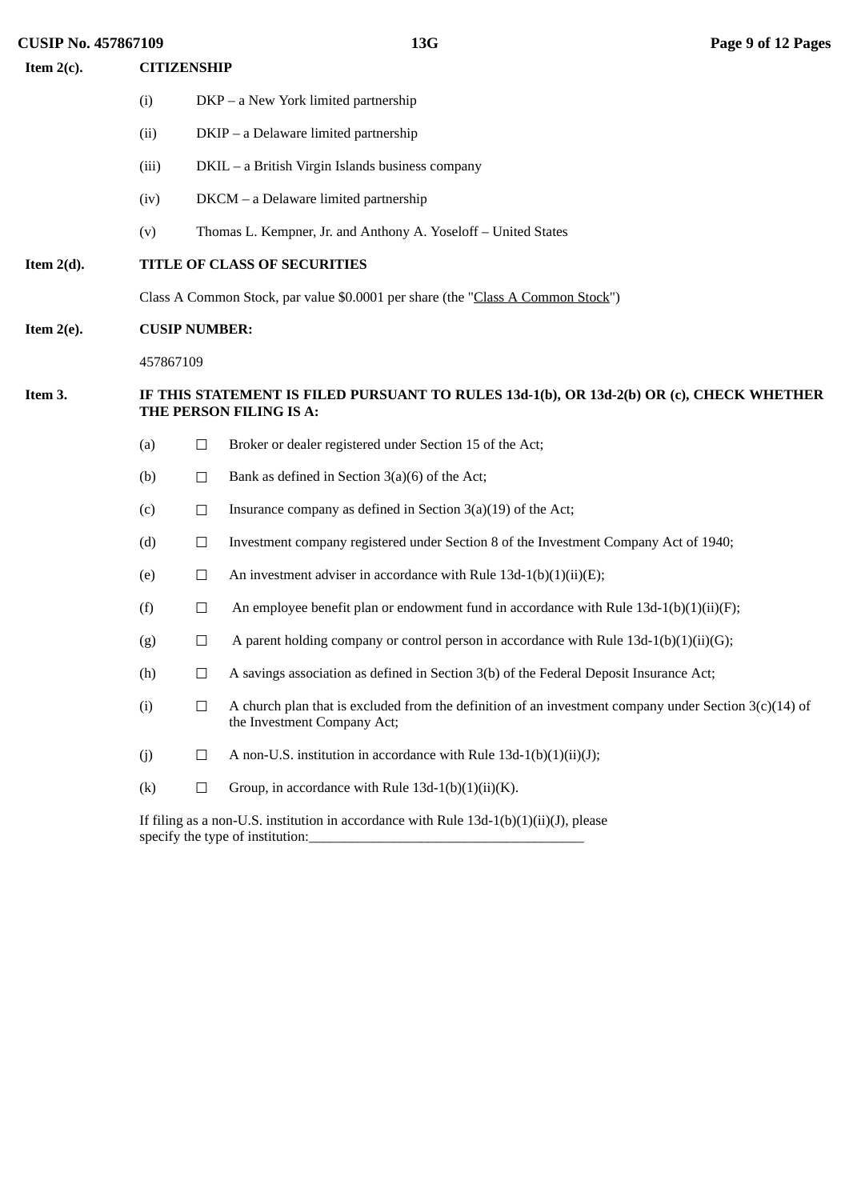**Item 2(c).** **CITIZENSHIP**

(i) DKP – a New York limited partnership

(ii) DKIP – a Delaware limited partnership

(iii) DKIL – a British Virgin Islands business company

(iv) DKCM – a Delaware limited partnership

(v) Thomas L. Kempner, Jr. and Anthony A. Yoseloff – United States

**Item 2(d).** **TITLE OF CLASS OF SECURITIES**

Class A Common Stock, par value $0.0001 per share (the "Class A Common Stock")

**Item 2(e).** **CUSIP NUMBER:**

457867109

**Item 3.** **IF THIS STATEMENT IS FILED PURSUANT TO RULES 13d-1(b), OR 13d-2(b) OR (c), CHECK WHETHER THE PERSON FILING IS A:**

(a) ☐ Broker or dealer registered under Section 15 of the Act;

(b) ☐ Bank as defined in Section 3(a)(6) of the Act;

(c) ☐ Insurance company as defined in Section 3(a)(19) of the Act;

(d) ☐ Investment company registered under Section 8 of the Investment Company Act of 1940;

(e) ☐ An investment adviser in accordance with Rule 13d-1(b)(1)(ii)(E);

(f) ☐ An employee benefit plan or endowment fund in accordance with Rule 13d-1(b)(1)(ii)(F);

(g) ☐ A parent holding company or control person in accordance with Rule 13d-1(b)(1)(ii)(G);

(h) ☐ A savings association as defined in Section 3(b) of the Federal Deposit Insurance Act;

(i) ☐ A church plan that is excluded from the definition of an investment company under Section 3(c)(14) of the Investment Company Act;

(j) ☐ A non-U.S. institution in accordance with Rule 13d-1(b)(1)(ii)(J);

(k) ☐ Group, in accordance with Rule 13d-1(b)(1)(ii)(K).

If filing as a non-U.S. institution in accordance with Rule 13d-1(b)(1)(ii)(J), please specify the type of institution:_______________________________________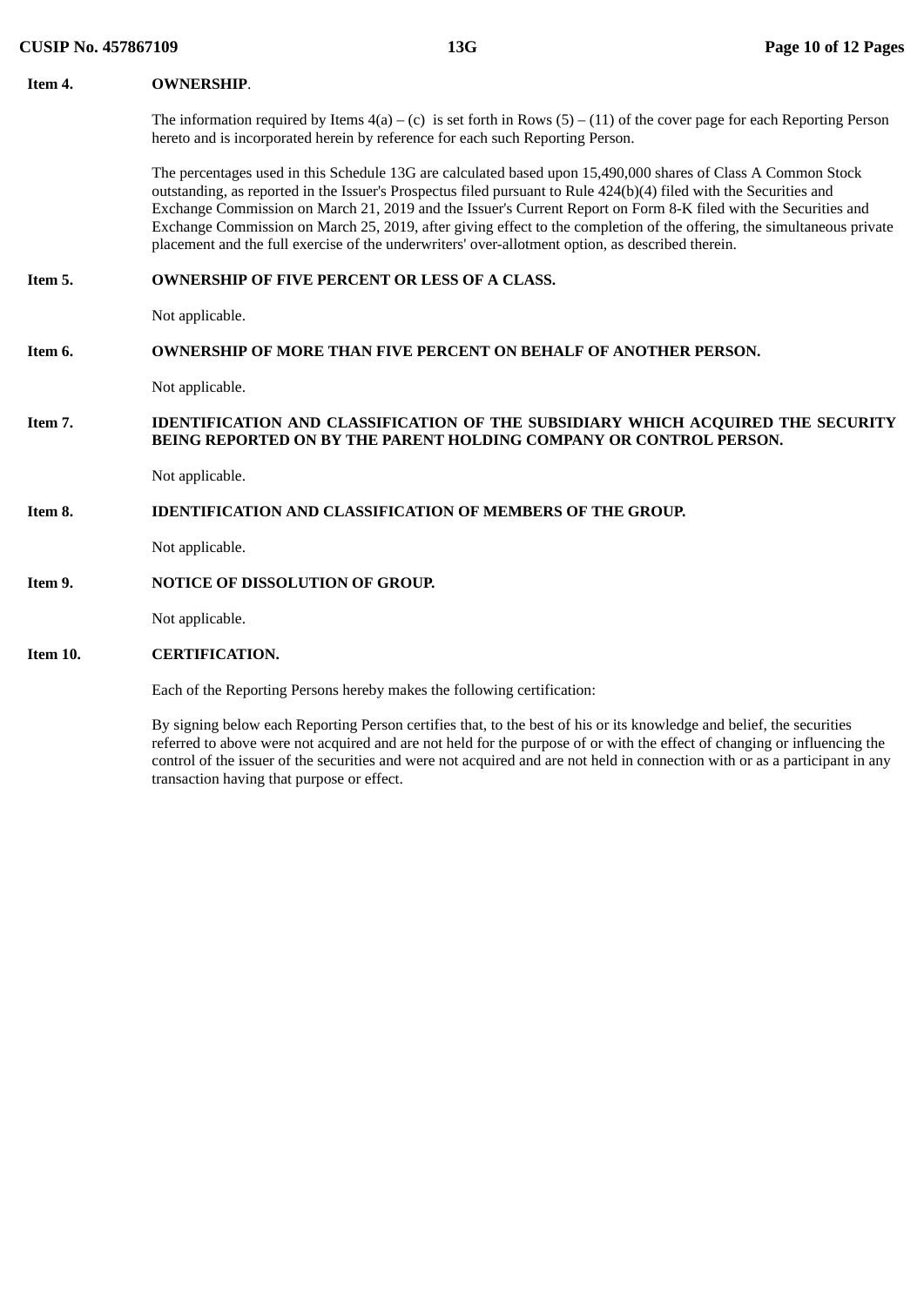**Item 4. OWNERSHIP.**

The information required by Items 4(a) – (c) is set forth in Rows (5) – (11) of the cover page for each Reporting Person hereto and is incorporated herein by reference for each such Reporting Person.

The percentages used in this Schedule 13G are calculated based upon 15,490,000 shares of Class A Common Stock outstanding, as reported in the Issuer's Prospectus filed pursuant to Rule 424(b)(4) filed with the Securities and Exchange Commission on March 21, 2019 and the Issuer's Current Report on Form 8-K filed with the Securities and Exchange Commission on March 25, 2019, after giving effect to the completion of the offering, the simultaneous private placement and the full exercise of the underwriters' over-allotment option, as described therein.

**Item 5. OWNERSHIP OF FIVE PERCENT OR LESS OF A CLASS.**

Not applicable.

**Item 6. OWNERSHIP OF MORE THAN FIVE PERCENT ON BEHALF OF ANOTHER PERSON.**

Not applicable.

**Item 7. IDENTIFICATION AND CLASSIFICATION OF THE SUBSIDIARY WHICH ACQUIRED THE SECURITY BEING REPORTED ON BY THE PARENT HOLDING COMPANY OR CONTROL PERSON.**

Not applicable.

**Item 8. IDENTIFICATION AND CLASSIFICATION OF MEMBERS OF THE GROUP.**

Not applicable.

**Item 9. NOTICE OF DISSOLUTION OF GROUP.**

Not applicable.

**Item 10. CERTIFICATION.**

Each of the Reporting Persons hereby makes the following certification:

By signing below each Reporting Person certifies that, to the best of his or its knowledge and belief, the securities referred to above were not acquired and are not held for the purpose of or with the effect of changing or influencing the control of the issuer of the securities and were not acquired and are not held in connection with or as a participant in any transaction having that purpose or effect.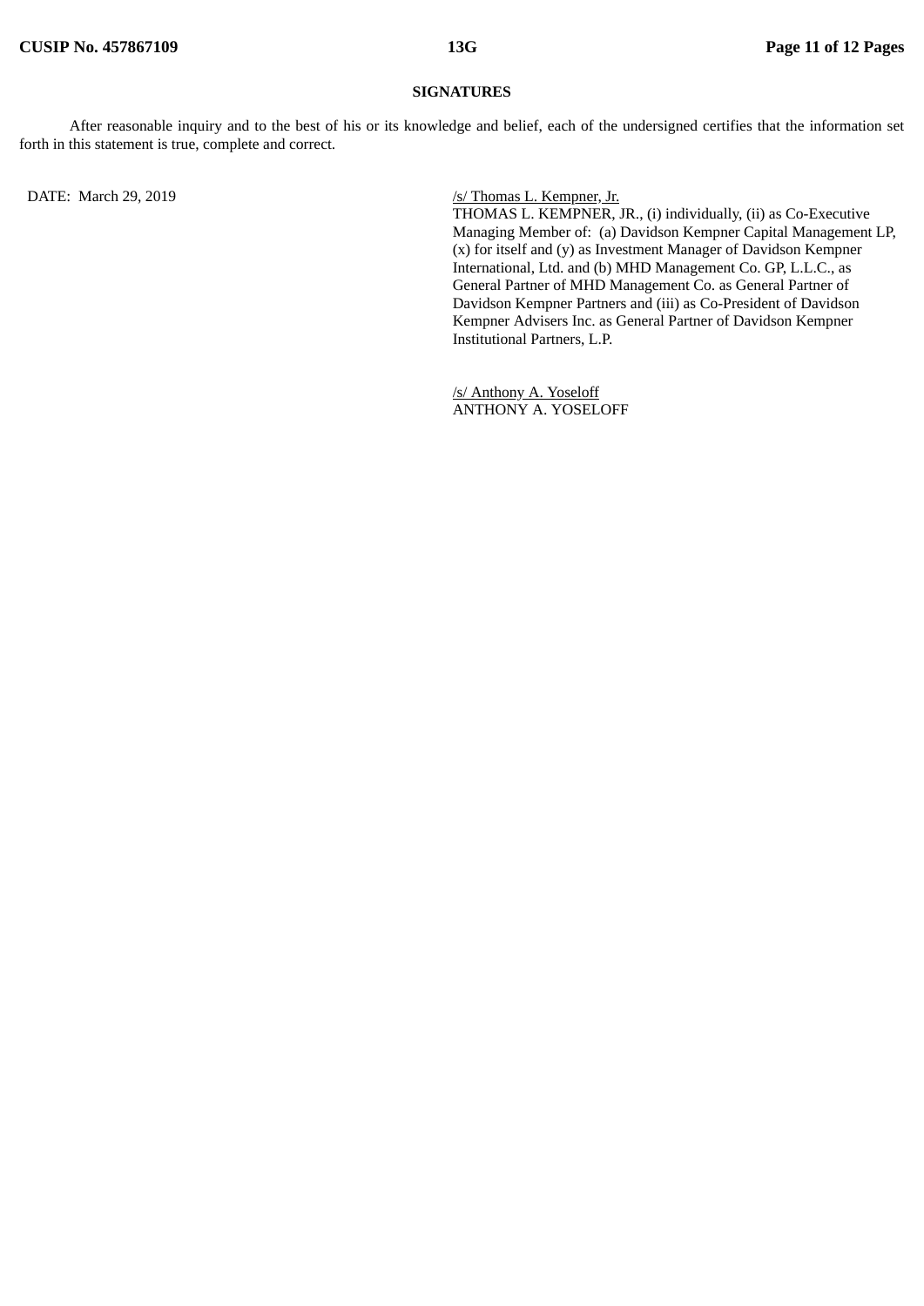**SIGNATURES**

After reasonable inquiry and to the best of his or its knowledge and belief, each of the undersigned certifies that the information set forth in this statement is true, complete and correct.

DATE: March 29, 2019

/s/ Thomas L. Kempner, Jr.
THOMAS L. KEMPNER, JR., (i) individually, (ii) as Co-Executive Managing Member of: (a) Davidson Kempner Capital Management LP, (x) for itself and (y) as Investment Manager of Davidson Kempner International, Ltd. and (b) MHD Management Co. GP, L.L.C., as General Partner of MHD Management Co. as General Partner of Davidson Kempner Partners and (iii) as Co-President of Davidson Kempner Advisers Inc. as General Partner of Davidson Kempner Institutional Partners, L.P.

/s/ Anthony A. Yoseloff
ANTHONY A. YOSELOFF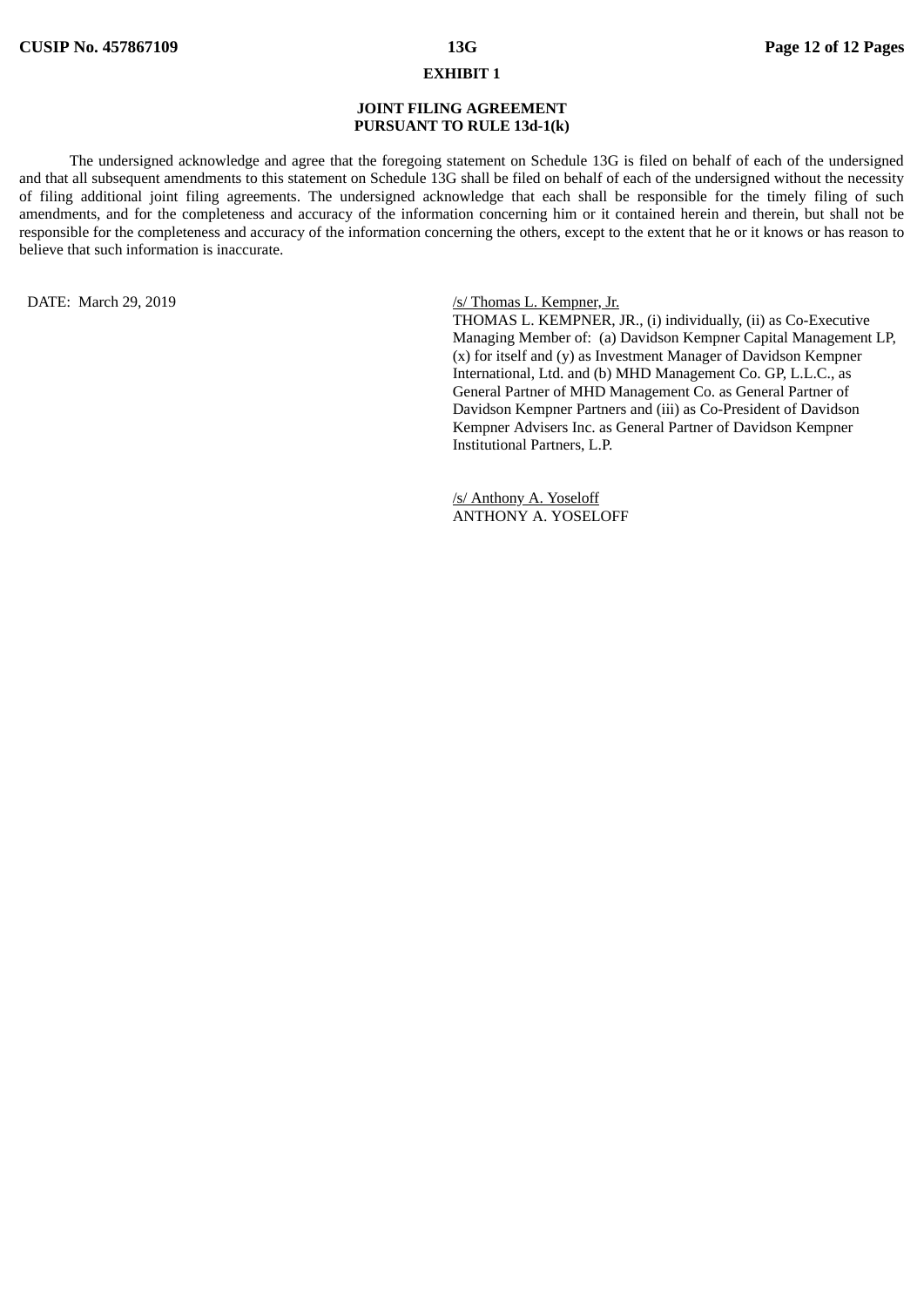**EXHIBIT 1**

**JOINT FILING AGREEMENT**
**PURSUANT TO RULE 13d-1(k)**

The undersigned acknowledge and agree that the foregoing statement on Schedule 13G is filed on behalf of each of the undersigned and that all subsequent amendments to this statement on Schedule 13G shall be filed on behalf of each of the undersigned without the necessity of filing additional joint filing agreements. The undersigned acknowledge that each shall be responsible for the timely filing of such amendments, and for the completeness and accuracy of the information concerning him or it contained herein and therein, but shall not be responsible for the completeness and accuracy of the information concerning the others, except to the extent that he or it knows or has reason to believe that such information is inaccurate.

DATE: March 29, 2019

/s/ Thomas L. Kempner, Jr.
THOMAS L. KEMPNER, JR., (i) individually, (ii) as Co-Executive Managing Member of: (a) Davidson Kempner Capital Management LP, (x) for itself and (y) as Investment Manager of Davidson Kempner International, Ltd. and (b) MHD Management Co. GP, L.L.C., as General Partner of MHD Management Co. as General Partner of Davidson Kempner Partners and (iii) as Co-President of Davidson Kempner Advisers Inc. as General Partner of Davidson Kempner Institutional Partners, L.P.

/s/ Anthony A. Yoseloff
ANTHONY A. YOSELOFF